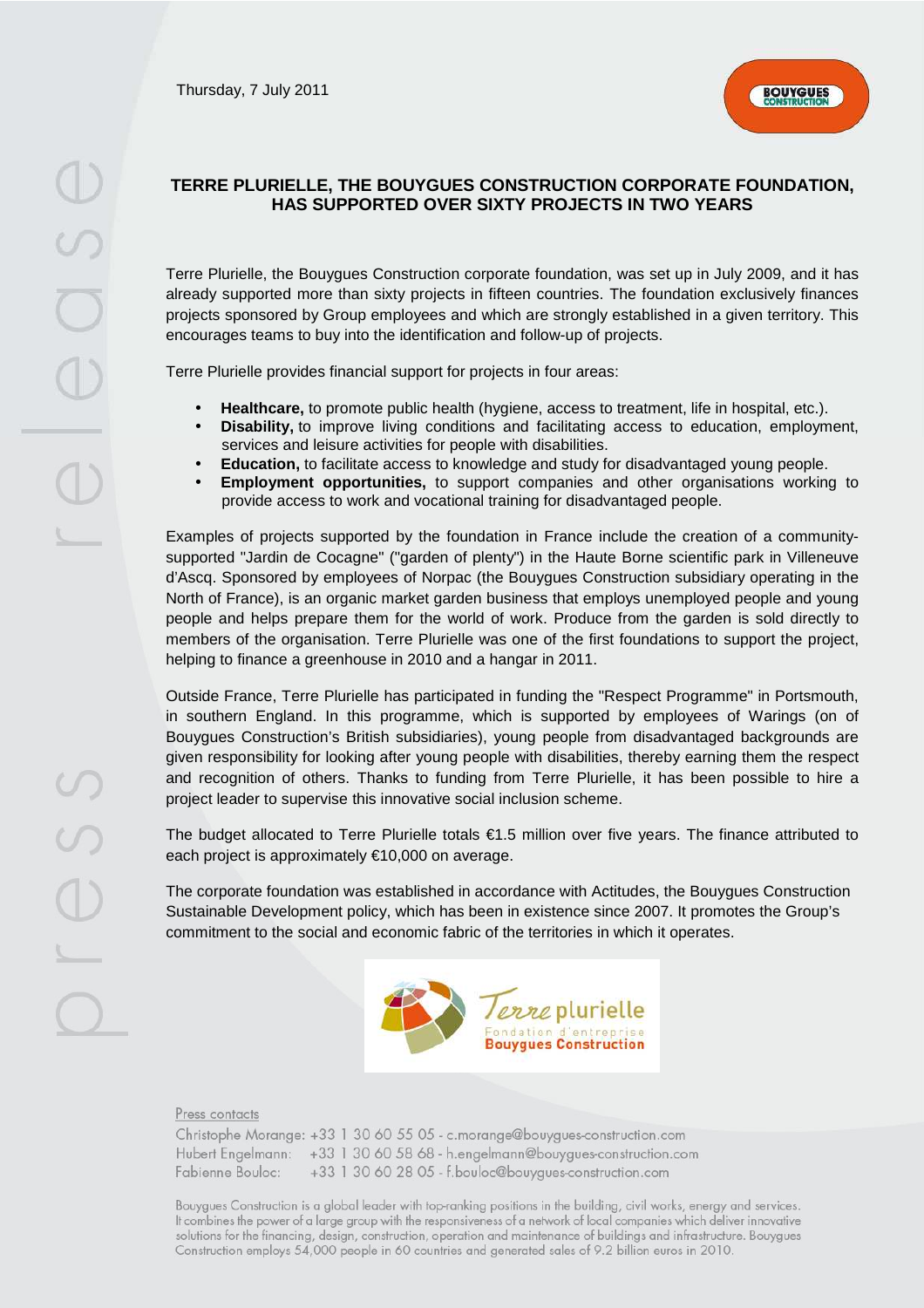Thursday, 7 July 2011

## TERRE PLURIELLE, THE BOUYGUES CONSTRUCTION CORPORATE FOUNDATION, HAS SUPPORTED OVER SIXTY PROJECTS IN TWO YEARS

Terre Plurielle, the Bouygues Construction corporate foundation, was set up in July 2009, and it has already supported more than sixty projects in fifteen countries. The foundation exclusively finances projects sponsored by Group employees and which are strongly established in a given territory. This encourages teams to buy into the identification and follow-up of projects.

Terre Plurielle provides financial support for projects in four areas:

- **Healthcare,** to promote public health (hygiene, access to treatment, life in hospital, etc.).
- **Disability,** to improve living conditions and facilitating access to education, employment, services and leisure activities for people with disabilities.
- **Education,** to facilitate access to knowledge and study for disadvantaged young people.
- **Employment opportunities,** to support companies and other organisations working to provide access to work and vocational training for disadvantaged people.

Examples of projects supported by the foundation in France include the creation of a community-supported "Jardin de Cocagne" ("garden of plenty") in the Haute Borne scientific park in Villeneuve d'Ascq. Sponsored by employees of Norpac (the Bouygues Construction subsidiary operating in the North of France), is an organic market garden business that employs unemployed people and young people and helps prepare them for the world of work. Produce from the garden is sold directly to members of the organisation. Terre Plurielle was one of the first foundations to support the project, helping to finance a greenhouse in 2010 and a hangar in 2011.

Outside France, Terre Plurielle has participated in funding the "Respect Programme" in Portsmouth, in southern England. In this programme, which is supported by employees of Warings (on of Bouygues Construction's British subsidiaries), young people from disadvantaged backgrounds are given responsibility for looking after young people with disabilities, thereby earning them the respect and recognition of others. Thanks to funding from Terre Plurielle, it has been possible to hire a project leader to supervise this innovative social inclusion scheme.

The budget allocated to Terre Plurielle totals €1.5 million over five years. The finance attributed to each project is approximately €10,000 on average.

The corporate foundation was established in accordance with Actitudes, the Bouygues Construction Sustainable Development policy, which has been in existence since 2007. It promotes the Group's commitment to the social and economic fabric of the territories in which it operates.

Press contacts

Christophe Morange: +33 1 30 60 55 05 - c.morange@bouygues-construction.com
Hubert Engelmann: +33 1 30 60 58 68 - h.engelmann@bouygues-construction.com
Fabienne Bouloc: +33 1 30 60 28 05 - f.bouloc@bouygues-construction.com

Bouygues Construction is a global leader with top-ranking positions in the building, civil works, energy and services. It combines the power of a large group with the responsiveness of a network of local companies which deliver innovative solutions for the financing, design, construction, operation and maintenance of buildings and infrastructure. Bouygues Construction employs 54,000 people in 60 countries and generated sales of 9.2 billion euros in 2010.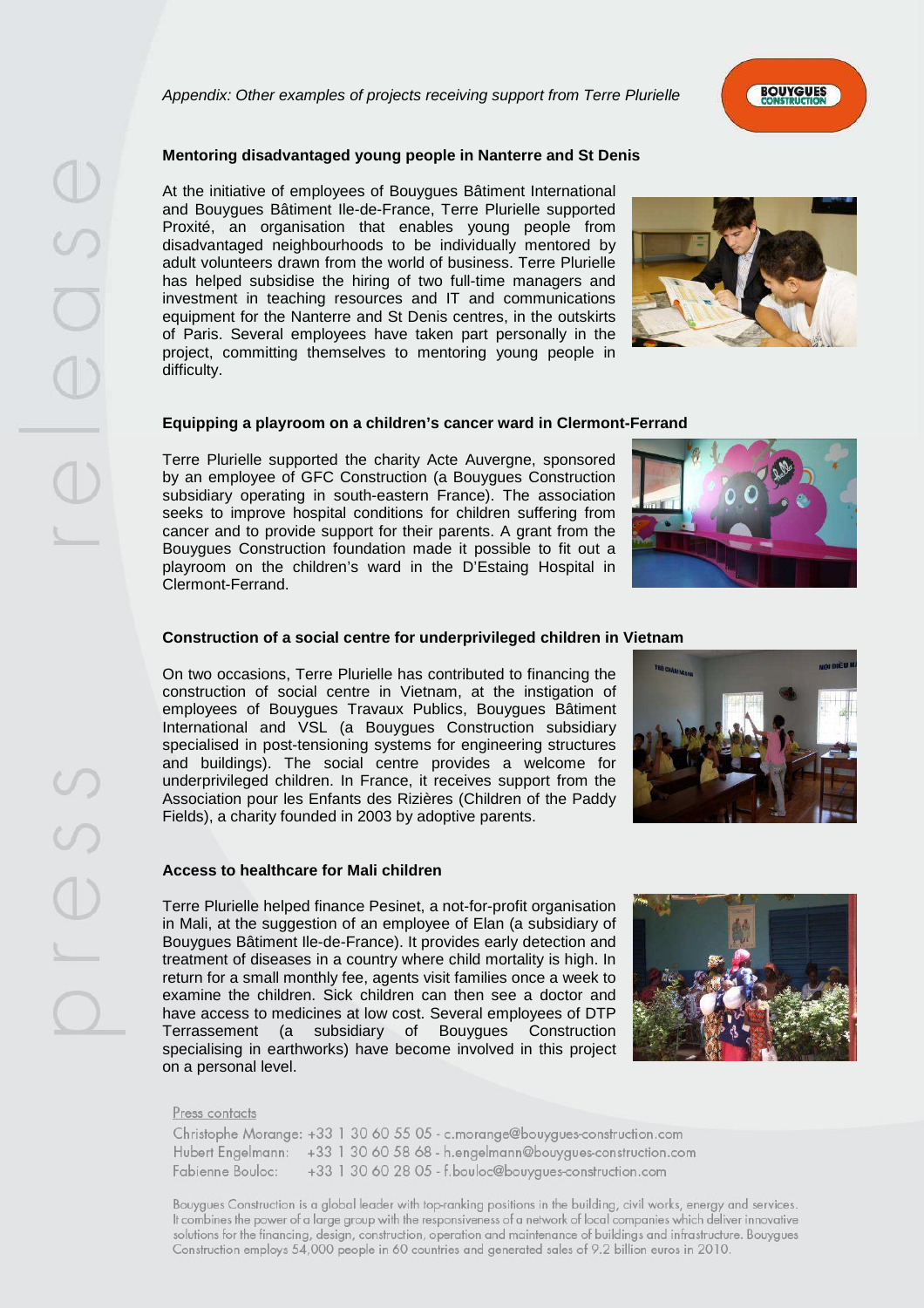*Appendix: Other examples of projects receiving support from Terre Plurielle*

**Mentoring disadvantaged young people in Nanterre and St Denis**

At the initiative of employees of Bouygues Bâtiment International and Bouygues Bâtiment Ile-de-France, Terre Plurielle supported Proxité, an organisation that enables young people from disadvantaged neighbourhoods to be individually mentored by adult volunteers drawn from the world of business. Terre Plurielle has helped subsidise the hiring of two full-time managers and investment in teaching resources and IT and communications equipment for the Nanterre and St Denis centres, in the outskirts of Paris. Several employees have taken part personally in the project, committing themselves to mentoring young people in difficulty.

**Equipping a playroom on a children's cancer ward in Clermont-Ferrand**

Terre Plurielle supported the charity Acte Auvergne, sponsored by an employee of GFC Construction (a Bouygues Construction subsidiary operating in south-eastern France). The association seeks to improve hospital conditions for children suffering from cancer and to provide support for their parents. A grant from the Bouygues Construction foundation made it possible to fit out a playroom on the children's ward in the D'Estaing Hospital in Clermont-Ferrand.

**Construction of a social centre for underprivileged children in Vietnam**

On two occasions, Terre Plurielle has contributed to financing the construction of social centre in Vietnam, at the instigation of employees of Bouygues Travaux Publics, Bouygues Bâtiment International and VSL (a Bouygues Construction subsidiary specialised in post-tensioning systems for engineering structures and buildings). The social centre provides a welcome for underprivileged children. In France, it receives support from the Association pour les Enfants des Rizières (Children of the Paddy Fields), a charity founded in 2003 by adoptive parents.

**Access to healthcare for Mali children**

Terre Plurielle helped finance Pesinet, a not-for-profit organisation in Mali, at the suggestion of an employee of Elan (a subsidiary of Bouygues Bâtiment Ile-de-France). It provides early detection and treatment of diseases in a country where child mortality is high. In return for a small monthly fee, agents visit families once a week to examine the children. Sick children can then see a doctor and have access to medicines at low cost. Several employees of DTP Terrassement (a subsidiary of Bouygues Construction specialising in earthworks) have become involved in this project on a personal level.

Press contacts

Christophe Morange: +33 1 30 60 55 05 - c.morange@bouygues-construction.com
Hubert Engelmann: +33 1 30 60 58 68 - h.engelmann@bouygues-construction.com
Fabienne Bouloc: +33 1 30 60 28 05 - f.bouloc@bouygues-construction.com

Bouygues Construction is a global leader with top-ranking positions in the building, civil works, energy and services. It combines the power of a large group with the responsiveness of a network of local companies which deliver innovative solutions for the financing, design, construction, operation and maintenance of buildings and infrastructure. Bouygues Construction employs 54,000 people in 60 countries and generated sales of 9.2 billion euros in 2010.